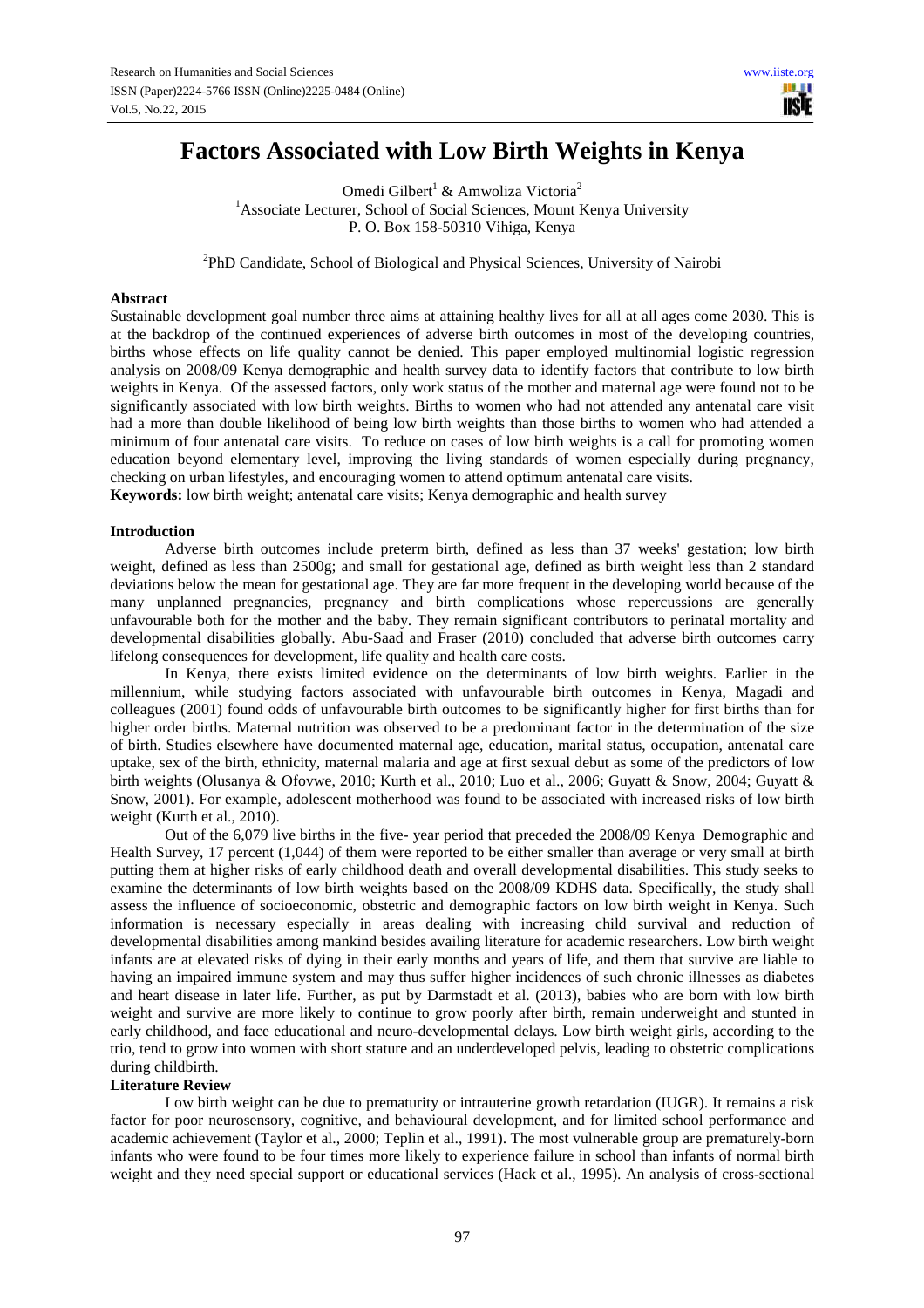# Factors Associated with Low Birth Weights in Kenya

Omedi Gilbert[1] & Amwoliza Victoria[2]

[1]Associate Lecturer, School of Social Sciences, Mount Kenya University
P. O. Box 158-50310 Vihiga, Kenya

[2]PhD Candidate, School of Biological and Physical Sciences, University of Nairobi

## Abstract

Sustainable development goal number three aims at attaining healthy lives for all at all ages come 2030. This is at the backdrop of the continued experiences of adverse birth outcomes in most of the developing countries, births whose effects on life quality cannot be denied. This paper employed multinomial logistic regression analysis on 2008/09 Kenya demographic and health survey data to identify factors that contribute to low birth weights in Kenya. Of the assessed factors, only work status of the mother and maternal age were found not to be significantly associated with low birth weights. Births to women who had not attended any antenatal care visit had a more than double likelihood of being low birth weights than those births to women who had attended a minimum of four antenatal care visits. To reduce on cases of low birth weights is a call for promoting women education beyond elementary level, improving the living standards of women especially during pregnancy, checking on urban lifestyles, and encouraging women to attend optimum antenatal care visits.

**Keywords:** low birth weight; antenatal care visits; Kenya demographic and health survey

## Introduction

Adverse birth outcomes include preterm birth, defined as less than 37 weeks' gestation; low birth weight, defined as less than 2500g; and small for gestational age, defined as birth weight less than 2 standard deviations below the mean for gestational age. They are far more frequent in the developing world because of the many unplanned pregnancies, pregnancy and birth complications whose repercussions are generally unfavourable both for the mother and the baby. They remain significant contributors to perinatal mortality and developmental disabilities globally. Abu-Saad and Fraser (2010) concluded that adverse birth outcomes carry lifelong consequences for development, life quality and health care costs.

In Kenya, there exists limited evidence on the determinants of low birth weights. Earlier in the millennium, while studying factors associated with unfavourable birth outcomes in Kenya, Magadi and colleagues (2001) found odds of unfavourable birth outcomes to be significantly higher for first births than for higher order births. Maternal nutrition was observed to be a predominant factor in the determination of the size of birth. Studies elsewhere have documented maternal age, education, marital status, occupation, antenatal care uptake, sex of the birth, ethnicity, maternal malaria and age at first sexual debut as some of the predictors of low birth weights (Olusanya & Ofovwe, 2010; Kurth et al., 2010; Luo et al., 2006; Guyatt & Snow, 2004; Guyatt & Snow, 2001). For example, adolescent motherhood was found to be associated with increased risks of low birth weight (Kurth et al., 2010).

Out of the 6,079 live births in the five- year period that preceded the 2008/09 Kenya Demographic and Health Survey, 17 percent (1,044) of them were reported to be either smaller than average or very small at birth putting them at higher risks of early childhood death and overall developmental disabilities. This study seeks to examine the determinants of low birth weights based on the 2008/09 KDHS data. Specifically, the study shall assess the influence of socioeconomic, obstetric and demographic factors on low birth weight in Kenya. Such information is necessary especially in areas dealing with increasing child survival and reduction of developmental disabilities among mankind besides availing literature for academic researchers. Low birth weight infants are at elevated risks of dying in their early months and years of life, and them that survive are liable to having an impaired immune system and may thus suffer higher incidences of such chronic illnesses as diabetes and heart disease in later life. Further, as put by Darmstadt et al. (2013), babies who are born with low birth weight and survive are more likely to continue to grow poorly after birth, remain underweight and stunted in early childhood, and face educational and neuro-developmental delays. Low birth weight girls, according to the trio, tend to grow into women with short stature and an underdeveloped pelvis, leading to obstetric complications during childbirth.

## Literature Review

Low birth weight can be due to prematurity or intrauterine growth retardation (IUGR). It remains a risk factor for poor neurosensory, cognitive, and behavioural development, and for limited school performance and academic achievement (Taylor et al., 2000; Teplin et al., 1991). The most vulnerable group are prematurely-born infants who were found to be four times more likely to experience failure in school than infants of normal birth weight and they need special support or educational services (Hack et al., 1995). An analysis of cross-sectional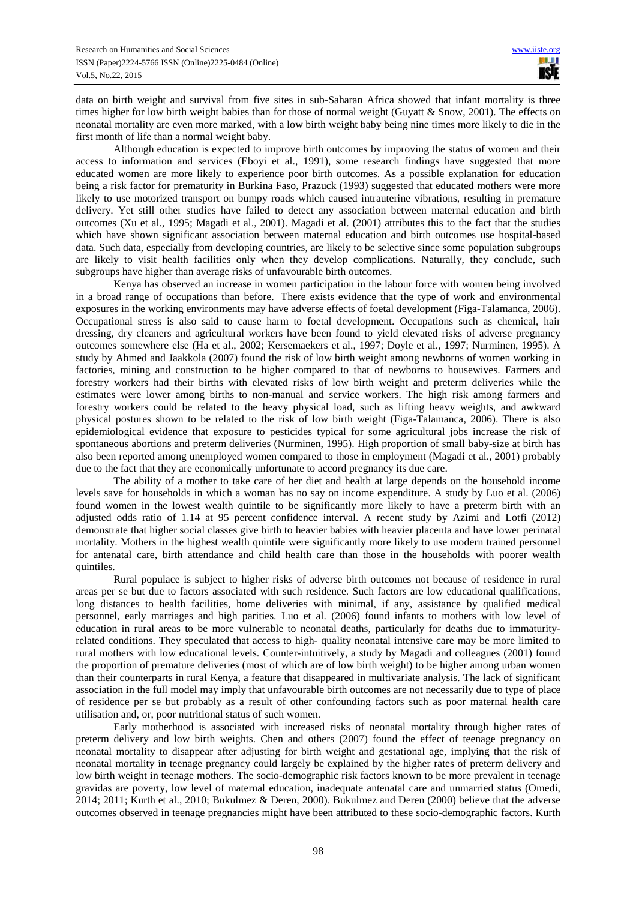data on birth weight and survival from five sites in sub-Saharan Africa showed that infant mortality is three times higher for low birth weight babies than for those of normal weight (Guyatt & Snow, 2001). The effects on neonatal mortality are even more marked, with a low birth weight baby being nine times more likely to die in the first month of life than a normal weight baby.

Although education is expected to improve birth outcomes by improving the status of women and their access to information and services (Eboyi et al., 1991), some research findings have suggested that more educated women are more likely to experience poor birth outcomes. As a possible explanation for education being a risk factor for prematurity in Burkina Faso, Prazuck (1993) suggested that educated mothers were more likely to use motorized transport on bumpy roads which caused intrauterine vibrations, resulting in premature delivery. Yet still other studies have failed to detect any association between maternal education and birth outcomes (Xu et al., 1995; Magadi et al., 2001). Magadi et al. (2001) attributes this to the fact that the studies which have shown significant association between maternal education and birth outcomes use hospital-based data. Such data, especially from developing countries, are likely to be selective since some population subgroups are likely to visit health facilities only when they develop complications. Naturally, they conclude, such subgroups have higher than average risks of unfavourable birth outcomes.

Kenya has observed an increase in women participation in the labour force with women being involved in a broad range of occupations than before. There exists evidence that the type of work and environmental exposures in the working environments may have adverse effects of foetal development (Figa-Talamanca, 2006). Occupational stress is also said to cause harm to foetal development. Occupations such as chemical, hair dressing, dry cleaners and agricultural workers have been found to yield elevated risks of adverse pregnancy outcomes somewhere else (Ha et al., 2002; Kersemaekers et al., 1997; Doyle et al., 1997; Nurminen, 1995). A study by Ahmed and Jaakkola (2007) found the risk of low birth weight among newborns of women working in factories, mining and construction to be higher compared to that of newborns to housewives. Farmers and forestry workers had their births with elevated risks of low birth weight and preterm deliveries while the estimates were lower among births to non-manual and service workers. The high risk among farmers and forestry workers could be related to the heavy physical load, such as lifting heavy weights, and awkward physical postures shown to be related to the risk of low birth weight (Figa-Talamanca, 2006). There is also epidemiological evidence that exposure to pesticides typical for some agricultural jobs increase the risk of spontaneous abortions and preterm deliveries (Nurminen, 1995). High proportion of small baby-size at birth has also been reported among unemployed women compared to those in employment (Magadi et al., 2001) probably due to the fact that they are economically unfortunate to accord pregnancy its due care.

The ability of a mother to take care of her diet and health at large depends on the household income levels save for households in which a woman has no say on income expenditure. A study by Luo et al. (2006) found women in the lowest wealth quintile to be significantly more likely to have a preterm birth with an adjusted odds ratio of 1.14 at 95 percent confidence interval. A recent study by Azimi and Lotfi (2012) demonstrate that higher social classes give birth to heavier babies with heavier placenta and have lower perinatal mortality. Mothers in the highest wealth quintile were significantly more likely to use modern trained personnel for antenatal care, birth attendance and child health care than those in the households with poorer wealth quintiles.

Rural populace is subject to higher risks of adverse birth outcomes not because of residence in rural areas per se but due to factors associated with such residence. Such factors are low educational qualifications, long distances to health facilities, home deliveries with minimal, if any, assistance by qualified medical personnel, early marriages and high parities. Luo et al. (2006) found infants to mothers with low level of education in rural areas to be more vulnerable to neonatal deaths, particularly for deaths due to immaturity-related conditions. They speculated that access to high- quality neonatal intensive care may be more limited to rural mothers with low educational levels. Counter-intuitively, a study by Magadi and colleagues (2001) found the proportion of premature deliveries (most of which are of low birth weight) to be higher among urban women than their counterparts in rural Kenya, a feature that disappeared in multivariate analysis. The lack of significant association in the full model may imply that unfavourable birth outcomes are not necessarily due to type of place of residence per se but probably as a result of other confounding factors such as poor maternal health care utilisation and, or, poor nutritional status of such women.

Early motherhood is associated with increased risks of neonatal mortality through higher rates of preterm delivery and low birth weights. Chen and others (2007) found the effect of teenage pregnancy on neonatal mortality to disappear after adjusting for birth weight and gestational age, implying that the risk of neonatal mortality in teenage pregnancy could largely be explained by the higher rates of preterm delivery and low birth weight in teenage mothers. The socio-demographic risk factors known to be more prevalent in teenage gravidas are poverty, low level of maternal education, inadequate antenatal care and unmarried status (Omedi, 2014; 2011; Kurth et al., 2010; Bukulmez & Deren, 2000). Bukulmez and Deren (2000) believe that the adverse outcomes observed in teenage pregnancies might have been attributed to these socio-demographic factors. Kurth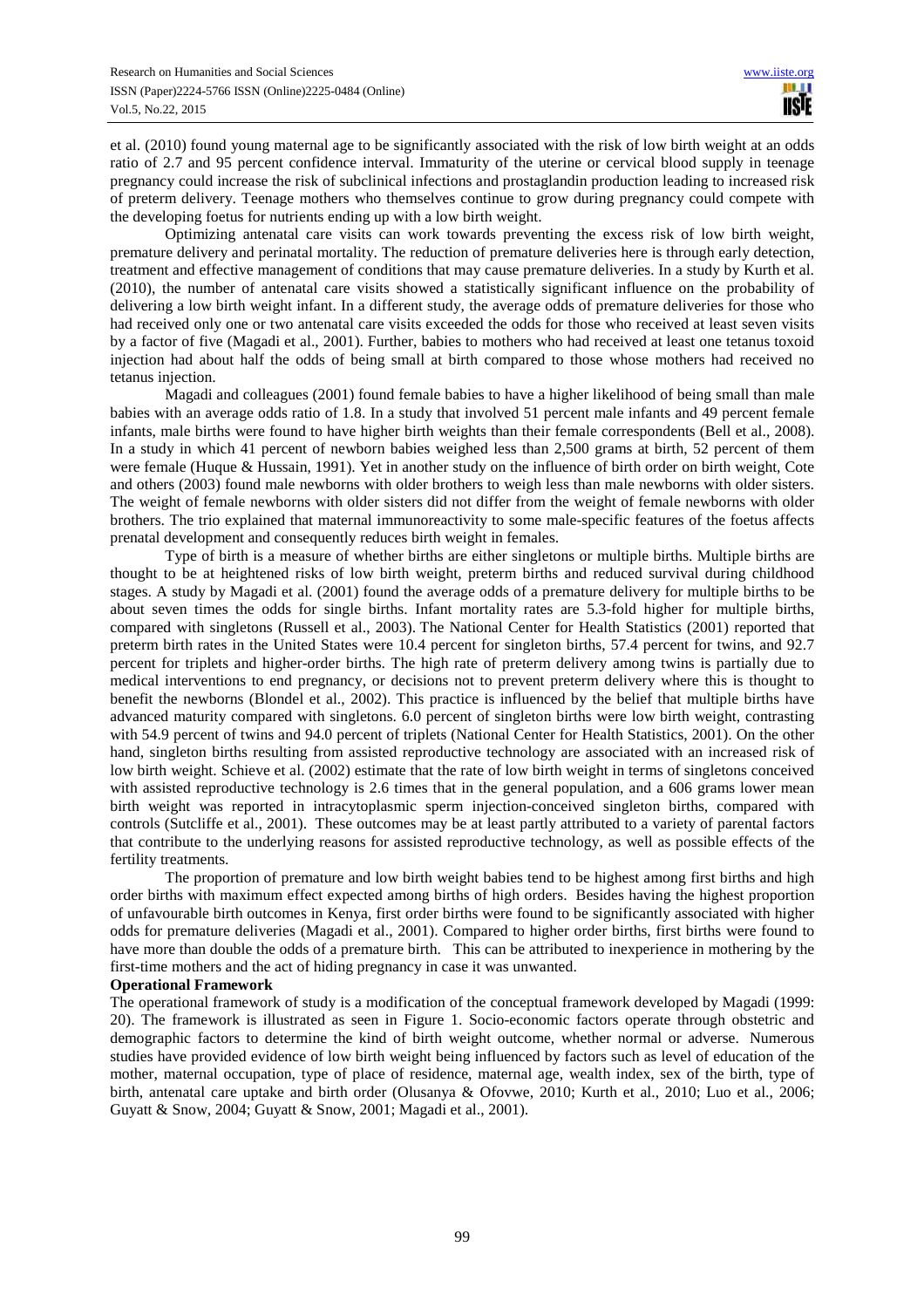et al. (2010) found young maternal age to be significantly associated with the risk of low birth weight at an odds ratio of 2.7 and 95 percent confidence interval. Immaturity of the uterine or cervical blood supply in teenage pregnancy could increase the risk of subclinical infections and prostaglandin production leading to increased risk of preterm delivery. Teenage mothers who themselves continue to grow during pregnancy could compete with the developing foetus for nutrients ending up with a low birth weight.

Optimizing antenatal care visits can work towards preventing the excess risk of low birth weight, premature delivery and perinatal mortality. The reduction of premature deliveries here is through early detection, treatment and effective management of conditions that may cause premature deliveries. In a study by Kurth et al. (2010), the number of antenatal care visits showed a statistically significant influence on the probability of delivering a low birth weight infant. In a different study, the average odds of premature deliveries for those who had received only one or two antenatal care visits exceeded the odds for those who received at least seven visits by a factor of five (Magadi et al., 2001). Further, babies to mothers who had received at least one tetanus toxoid injection had about half the odds of being small at birth compared to those whose mothers had received no tetanus injection.

Magadi and colleagues (2001) found female babies to have a higher likelihood of being small than male babies with an average odds ratio of 1.8. In a study that involved 51 percent male infants and 49 percent female infants, male births were found to have higher birth weights than their female correspondents (Bell et al., 2008). In a study in which 41 percent of newborn babies weighed less than 2,500 grams at birth, 52 percent of them were female (Huque & Hussain, 1991). Yet in another study on the influence of birth order on birth weight, Cote and others (2003) found male newborns with older brothers to weigh less than male newborns with older sisters. The weight of female newborns with older sisters did not differ from the weight of female newborns with older brothers. The trio explained that maternal immunoreactivity to some male-specific features of the foetus affects prenatal development and consequently reduces birth weight in females.

Type of birth is a measure of whether births are either singletons or multiple births. Multiple births are thought to be at heightened risks of low birth weight, preterm births and reduced survival during childhood stages. A study by Magadi et al. (2001) found the average odds of a premature delivery for multiple births to be about seven times the odds for single births. Infant mortality rates are 5.3-fold higher for multiple births, compared with singletons (Russell et al., 2003). The National Center for Health Statistics (2001) reported that preterm birth rates in the United States were 10.4 percent for singleton births, 57.4 percent for twins, and 92.7 percent for triplets and higher-order births. The high rate of preterm delivery among twins is partially due to medical interventions to end pregnancy, or decisions not to prevent preterm delivery where this is thought to benefit the newborns (Blondel et al., 2002). This practice is influenced by the belief that multiple births have advanced maturity compared with singletons. 6.0 percent of singleton births were low birth weight, contrasting with 54.9 percent of twins and 94.0 percent of triplets (National Center for Health Statistics, 2001). On the other hand, singleton births resulting from assisted reproductive technology are associated with an increased risk of low birth weight. Schieve et al. (2002) estimate that the rate of low birth weight in terms of singletons conceived with assisted reproductive technology is 2.6 times that in the general population, and a 606 grams lower mean birth weight was reported in intracytoplasmic sperm injection-conceived singleton births, compared with controls (Sutcliffe et al., 2001). These outcomes may be at least partly attributed to a variety of parental factors that contribute to the underlying reasons for assisted reproductive technology, as well as possible effects of the fertility treatments.

The proportion of premature and low birth weight babies tend to be highest among first births and high order births with maximum effect expected among births of high orders. Besides having the highest proportion of unfavourable birth outcomes in Kenya, first order births were found to be significantly associated with higher odds for premature deliveries (Magadi et al., 2001). Compared to higher order births, first births were found to have more than double the odds of a premature birth. This can be attributed to inexperience in mothering by the first-time mothers and the act of hiding pregnancy in case it was unwanted.

**Operational Framework**

The operational framework of study is a modification of the conceptual framework developed by Magadi (1999: 20). The framework is illustrated as seen in Figure 1. Socio-economic factors operate through obstetric and demographic factors to determine the kind of birth weight outcome, whether normal or adverse. Numerous studies have provided evidence of low birth weight being influenced by factors such as level of education of the mother, maternal occupation, type of place of residence, maternal age, wealth index, sex of the birth, type of birth, antenatal care uptake and birth order (Olusanya & Ofovwe, 2010; Kurth et al., 2010; Luo et al., 2006; Guyatt & Snow, 2004; Guyatt & Snow, 2001; Magadi et al., 2001).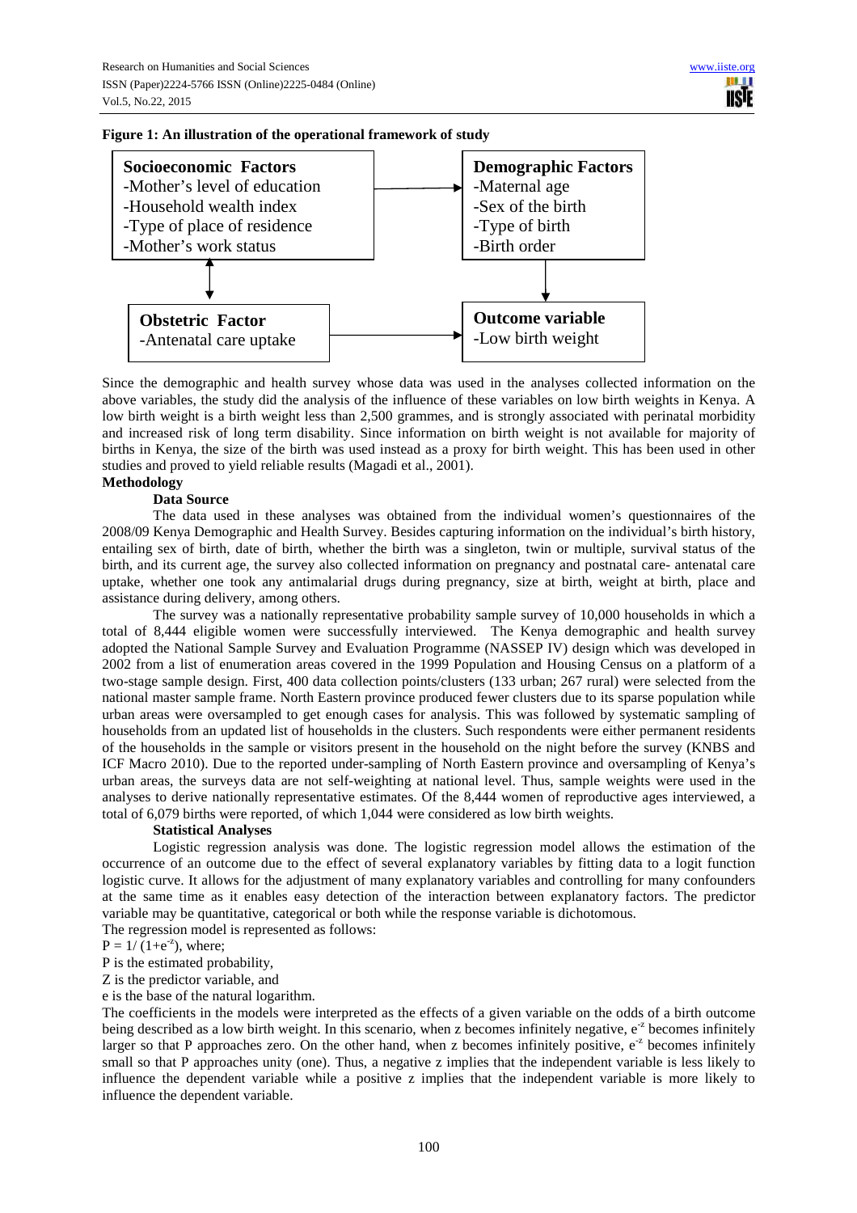**Figure 1: An illustration of the operational framework of study**

**Socioeconomic Factors**
-Mother's level of education
-Household wealth index
-Type of place of residence
-Mother's work status

**Demographic Factors**
-Maternal age
-Sex of the birth
-Type of birth
-Birth order

**Obstetric Factor**
-Antenatal care uptake

**Outcome variable**
-Low birth weight

Since the demographic and health survey whose data was used in the analyses collected information on the above variables, the study did the analysis of the influence of these variables on low birth weights in Kenya. A low birth weight is a birth weight less than 2,500 grammes, and is strongly associated with perinatal morbidity and increased risk of long term disability. Since information on birth weight is not available for majority of births in Kenya, the size of the birth was used instead as a proxy for birth weight. This has been used in other studies and proved to yield reliable results (Magadi et al., 2001).

## Methodology

### Data Source

The data used in these analyses was obtained from the individual women's questionnaires of the 2008/09 Kenya Demographic and Health Survey. Besides capturing information on the individual's birth history, entailing sex of birth, date of birth, whether the birth was a singleton, twin or multiple, survival status of the birth, and its current age, the survey also collected information on pregnancy and postnatal care- antenatal care uptake, whether one took any antimalarial drugs during pregnancy, size at birth, weight at birth, place and assistance during delivery, among others.

The survey was a nationally representative probability sample survey of 10,000 households in which a total of 8,444 eligible women were successfully interviewed. The Kenya demographic and health survey adopted the National Sample Survey and Evaluation Programme (NASSEP IV) design which was developed in 2002 from a list of enumeration areas covered in the 1999 Population and Housing Census on a platform of a two-stage sample design. First, 400 data collection points/clusters (133 urban; 267 rural) were selected from the national master sample frame. North Eastern province produced fewer clusters due to its sparse population while urban areas were oversampled to get enough cases for analysis. This was followed by systematic sampling of households from an updated list of households in the clusters. Such respondents were either permanent residents of the households in the sample or visitors present in the household on the night before the survey (KNBS and ICF Macro 2010). Due to the reported under-sampling of North Eastern province and oversampling of Kenya's urban areas, the surveys data are not self-weighting at national level. Thus, sample weights were used in the analyses to derive nationally representative estimates. Of the 8,444 women of reproductive ages interviewed, a total of 6,079 births were reported, of which 1,044 were considered as low birth weights.

### Statistical Analyses

Logistic regression analysis was done. The logistic regression model allows the estimation of the occurrence of an outcome due to the effect of several explanatory variables by fitting data to a logit function logistic curve. It allows for the adjustment of many explanatory variables and controlling for many confounders at the same time as it enables easy detection of the interaction between explanatory factors. The predictor variable may be quantitative, categorical or both while the response variable is dichotomous.

The regression model is represented as follows:

$P = 1/(1+e^{-z})$, where;

P is the estimated probability,

Z is the predictor variable, and

e is the base of the natural logarithm.

The coefficients in the models were interpreted as the effects of a given variable on the odds of a birth outcome being described as a low birth weight. In this scenario, when z becomes infinitely negative, $e^{-z}$ becomes infinitely larger so that P approaches zero. On the other hand, when z becomes infinitely positive, $e^{-z}$ becomes infinitely small so that P approaches unity (one). Thus, a negative z implies that the independent variable is less likely to influence the dependent variable while a positive z implies that the independent variable is more likely to influence the dependent variable.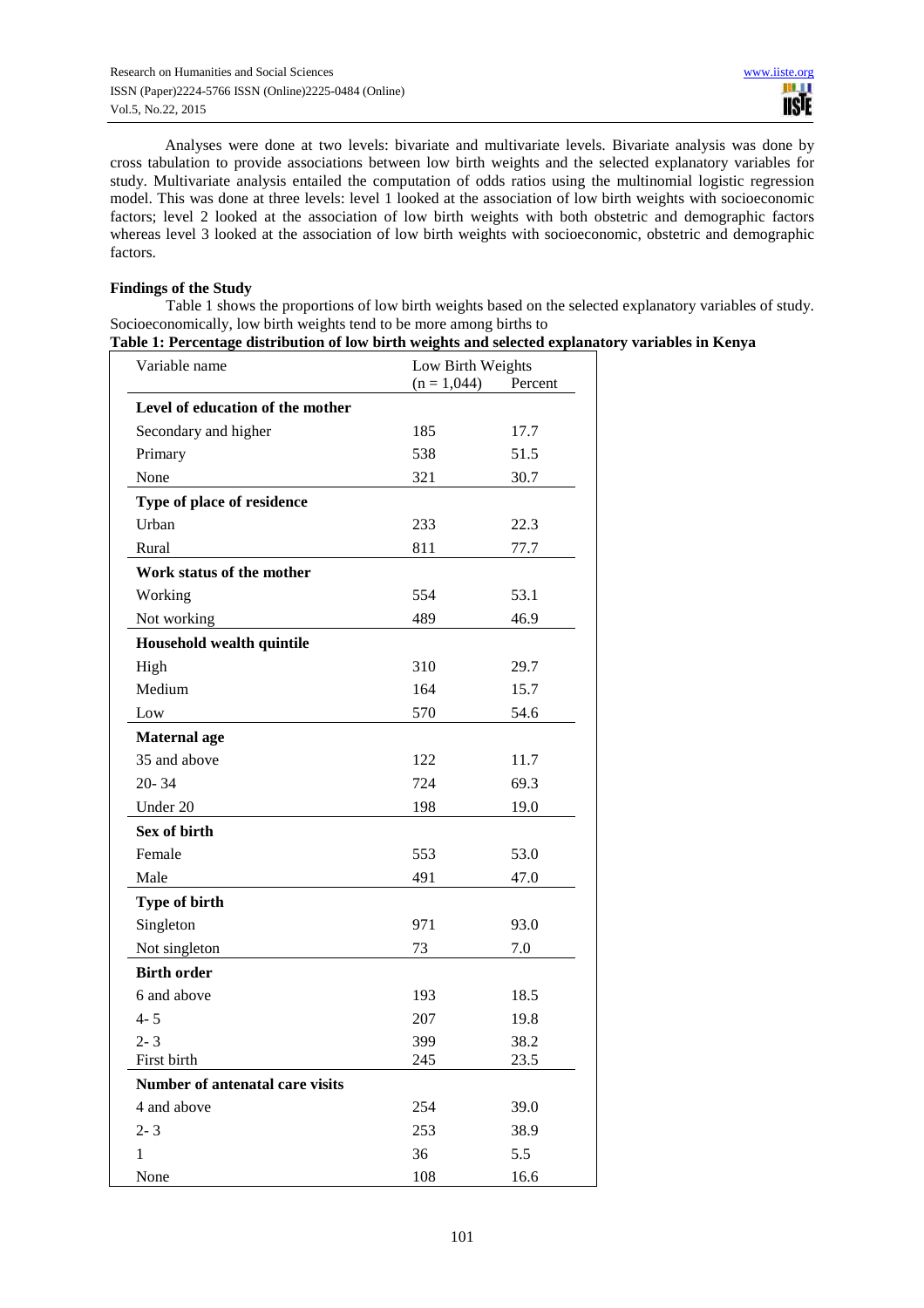Analyses were done at two levels: bivariate and multivariate levels. Bivariate analysis was done by cross tabulation to provide associations between low birth weights and the selected explanatory variables for study. Multivariate analysis entailed the computation of odds ratios using the multinomial logistic regression model. This was done at three levels: level 1 looked at the association of low birth weights with socioeconomic factors; level 2 looked at the association of low birth weights with both obstetric and demographic factors whereas level 3 looked at the association of low birth weights with socioeconomic, obstetric and demographic factors.

**Findings of the Study**

Table 1 shows the proportions of low birth weights based on the selected explanatory variables of study. Socioeconomically, low birth weights tend to be more among births to

**Table 1: Percentage distribution of low birth weights and selected explanatory variables in Kenya**

| Variable name | Low Birth Weights (n = 1,044) | Percent |
|---|---|---|
| **Level of education of the mother** | | |
| Secondary and higher | 185 | 17.7 |
| Primary | 538 | 51.5 |
| None | 321 | 30.7 |
| **Type of place of residence** | | |
| Urban | 233 | 22.3 |
| Rural | 811 | 77.7 |
| **Work status of the mother** | | |
| Working | 554 | 53.1 |
| Not working | 489 | 46.9 |
| **Household wealth quintile** | | |
| High | 310 | 29.7 |
| Medium | 164 | 15.7 |
| Low | 570 | 54.6 |
| **Maternal age** | | |
| 35 and above | 122 | 11.7 |
| 20- 34 | 724 | 69.3 |
| Under 20 | 198 | 19.0 |
| **Sex of birth** | | |
| Female | 553 | 53.0 |
| Male | 491 | 47.0 |
| **Type of birth** | | |
| Singleton | 971 | 93.0 |
| Not singleton | 73 | 7.0 |
| **Birth order** | | |
| 6 and above | 193 | 18.5 |
| 4- 5 | 207 | 19.8 |
| 2- 3 | 399 | 38.2 |
| First birth | 245 | 23.5 |
| **Number of antenatal care visits** | | |
| 4 and above | 254 | 39.0 |
| 2- 3 | 253 | 38.9 |
| 1 | 36 | 5.5 |
| None | 108 | 16.6 |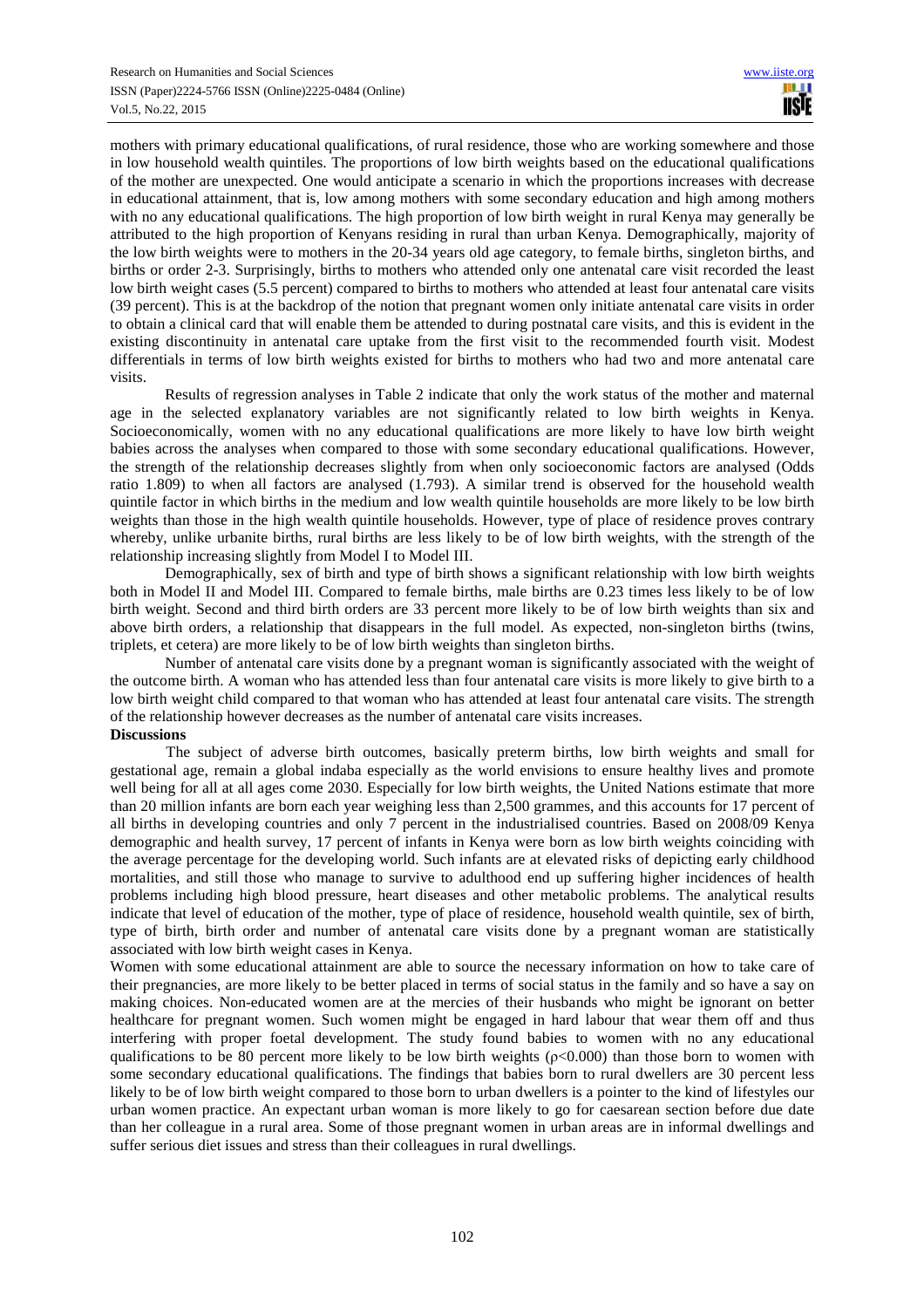mothers with primary educational qualifications, of rural residence, those who are working somewhere and those in low household wealth quintiles. The proportions of low birth weights based on the educational qualifications of the mother are unexpected. One would anticipate a scenario in which the proportions increases with decrease in educational attainment, that is, low among mothers with some secondary education and high among mothers with no any educational qualifications. The high proportion of low birth weight in rural Kenya may generally be attributed to the high proportion of Kenyans residing in rural than urban Kenya. Demographically, majority of the low birth weights were to mothers in the 20-34 years old age category, to female births, singleton births, and births or order 2-3. Surprisingly, births to mothers who attended only one antenatal care visit recorded the least low birth weight cases (5.5 percent) compared to births to mothers who attended at least four antenatal care visits (39 percent). This is at the backdrop of the notion that pregnant women only initiate antenatal care visits in order to obtain a clinical card that will enable them be attended to during postnatal care visits, and this is evident in the existing discontinuity in antenatal care uptake from the first visit to the recommended fourth visit. Modest differentials in terms of low birth weights existed for births to mothers who had two and more antenatal care visits.

Results of regression analyses in Table 2 indicate that only the work status of the mother and maternal age in the selected explanatory variables are not significantly related to low birth weights in Kenya. Socioeconomically, women with no any educational qualifications are more likely to have low birth weight babies across the analyses when compared to those with some secondary educational qualifications. However, the strength of the relationship decreases slightly from when only socioeconomic factors are analysed (Odds ratio 1.809) to when all factors are analysed (1.793). A similar trend is observed for the household wealth quintile factor in which births in the medium and low wealth quintile households are more likely to be low birth weights than those in the high wealth quintile households. However, type of place of residence proves contrary whereby, unlike urbanite births, rural births are less likely to be of low birth weights, with the strength of the relationship increasing slightly from Model I to Model III.

Demographically, sex of birth and type of birth shows a significant relationship with low birth weights both in Model II and Model III. Compared to female births, male births are 0.23 times less likely to be of low birth weight. Second and third birth orders are 33 percent more likely to be of low birth weights than six and above birth orders, a relationship that disappears in the full model. As expected, non-singleton births (twins, triplets, et cetera) are more likely to be of low birth weights than singleton births.

Number of antenatal care visits done by a pregnant woman is significantly associated with the weight of the outcome birth. A woman who has attended less than four antenatal care visits is more likely to give birth to a low birth weight child compared to that woman who has attended at least four antenatal care visits. The strength of the relationship however decreases as the number of antenatal care visits increases.

**Discussions**

The subject of adverse birth outcomes, basically preterm births, low birth weights and small for gestational age, remain a global indaba especially as the world envisions to ensure healthy lives and promote well being for all at all ages come 2030. Especially for low birth weights, the United Nations estimate that more than 20 million infants are born each year weighing less than 2,500 grammes, and this accounts for 17 percent of all births in developing countries and only 7 percent in the industrialised countries. Based on 2008/09 Kenya demographic and health survey, 17 percent of infants in Kenya were born as low birth weights coinciding with the average percentage for the developing world. Such infants are at elevated risks of depicting early childhood mortalities, and still those who manage to survive to adulthood end up suffering higher incidences of health problems including high blood pressure, heart diseases and other metabolic problems. The analytical results indicate that level of education of the mother, type of place of residence, household wealth quintile, sex of birth, type of birth, birth order and number of antenatal care visits done by a pregnant woman are statistically associated with low birth weight cases in Kenya.

Women with some educational attainment are able to source the necessary information on how to take care of their pregnancies, are more likely to be better placed in terms of social status in the family and so have a say on making choices. Non-educated women are at the mercies of their husbands who might be ignorant on better healthcare for pregnant women. Such women might be engaged in hard labour that wear them off and thus interfering with proper foetal development. The study found babies to women with no any educational qualifications to be 80 percent more likely to be low birth weights ($\rho<0.000$) than those born to women with some secondary educational qualifications. The findings that babies born to rural dwellers are 30 percent less likely to be of low birth weight compared to those born to urban dwellers is a pointer to the kind of lifestyles our urban women practice. An expectant urban woman is more likely to go for caesarean section before due date than her colleague in a rural area. Some of those pregnant women in urban areas are in informal dwellings and suffer serious diet issues and stress than their colleagues in rural dwellings.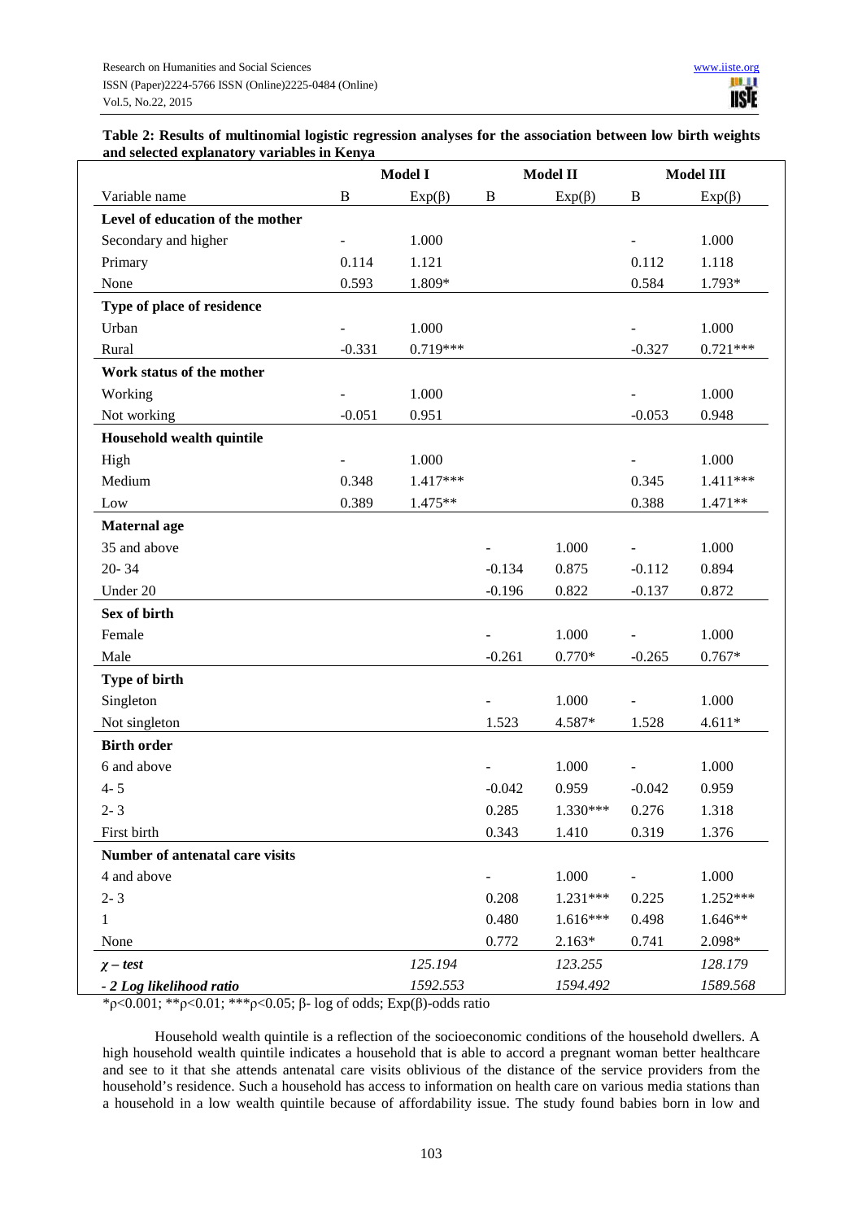**Table 2: Results of multinomial logistic regression analyses for the association between low birth weights and selected explanatory variables in Kenya**

| | Model I | | Model II | | Model III | |
|---|---|---|---|---|---|---|
| Variable name | B | Exp(β) | B | Exp(β) | B | Exp(β) |
| **Level of education of the mother** | | | | | | |
| Secondary and higher | - | 1.000 | | | - | 1.000 |
| Primary | 0.114 | 1.121 | | | 0.112 | 1.118 |
| None | 0.593 | 1.809* | | | 0.584 | 1.793* |
| **Type of place of residence** | | | | | | |
| Urban | - | 1.000 | | | - | 1.000 |
| Rural | -0.331 | 0.719*** | | | -0.327 | 0.721*** |
| **Work status of the mother** | | | | | | |
| Working | - | 1.000 | | | - | 1.000 |
| Not working | -0.051 | 0.951 | | | -0.053 | 0.948 |
| **Household wealth quintile** | | | | | | |
| High | - | 1.000 | | | - | 1.000 |
| Medium | 0.348 | 1.417*** | | | 0.345 | 1.411*** |
| Low | 0.389 | 1.475** | | | 0.388 | 1.471** |
| **Maternal age** | | | | | | |
| 35 and above | | | - | 1.000 | - | 1.000 |
| 20- 34 | | | -0.134 | 0.875 | -0.112 | 0.894 |
| Under 20 | | | -0.196 | 0.822 | -0.137 | 0.872 |
| **Sex of birth** | | | | | | |
| Female | | | - | 1.000 | - | 1.000 |
| Male | | | -0.261 | 0.770* | -0.265 | 0.767* |
| **Type of birth** | | | | | | |
| Singleton | | | - | 1.000 | - | 1.000 |
| Not singleton | | | 1.523 | 4.587* | 1.528 | 4.611* |
| **Birth order** | | | | | | |
| 6 and above | | | - | 1.000 | - | 1.000 |
| 4- 5 | | | -0.042 | 0.959 | -0.042 | 0.959 |
| 2- 3 | | | 0.285 | 1.330*** | 0.276 | 1.318 |
| First birth | | | 0.343 | 1.410 | 0.319 | 1.376 |
| **Number of antenatal care visits** | | | | | | |
| 4 and above | | | - | 1.000 | - | 1.000 |
| 2- 3 | | | 0.208 | 1.231*** | 0.225 | 1.252*** |
| 1 | | | 0.480 | 1.616*** | 0.498 | 1.646** |
| None | | | 0.772 | 2.163* | 0.741 | 2.098* |
| ***χ – test*** | | *125.194* | | *123.255* | | *128.179* |
| ***- 2 Log likelihood ratio*** | | *1592.553* | | *1594.492* | | *1589.568* |

*ρ<0.001; **ρ<0.01; ***ρ<0.05; β- log of odds; Exp(β)-odds ratio

Household wealth quintile is a reflection of the socioeconomic conditions of the household dwellers. A high household wealth quintile indicates a household that is able to accord a pregnant woman better healthcare and see to it that she attends antenatal care visits oblivious of the distance of the service providers from the household's residence. Such a household has access to information on health care on various media stations than a household in a low wealth quintile because of affordability issue. The study found babies born in low and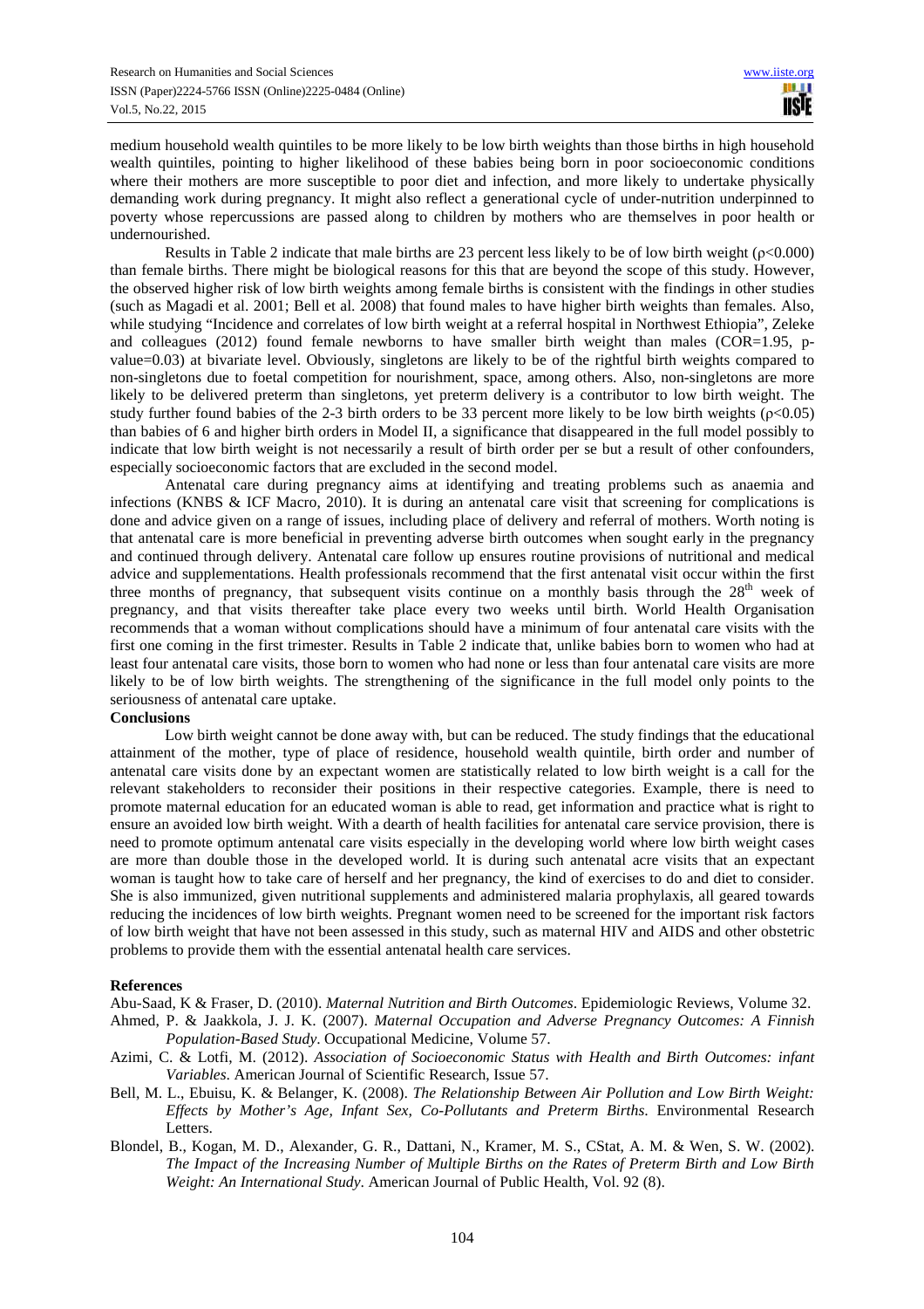medium household wealth quintiles to be more likely to be low birth weights than those births in high household wealth quintiles, pointing to higher likelihood of these babies being born in poor socioeconomic conditions where their mothers are more susceptible to poor diet and infection, and more likely to undertake physically demanding work during pregnancy. It might also reflect a generational cycle of under-nutrition underpinned to poverty whose repercussions are passed along to children by mothers who are themselves in poor health or undernourished.

Results in Table 2 indicate that male births are 23 percent less likely to be of low birth weight ($\rho<0.000$) than female births. There might be biological reasons for this that are beyond the scope of this study. However, the observed higher risk of low birth weights among female births is consistent with the findings in other studies (such as Magadi et al. 2001; Bell et al. 2008) that found males to have higher birth weights than females. Also, while studying "Incidence and correlates of low birth weight at a referral hospital in Northwest Ethiopia", Zeleke and colleagues (2012) found female newborns to have smaller birth weight than males (COR=1.95, p-value=0.03) at bivariate level. Obviously, singletons are likely to be of the rightful birth weights compared to non-singletons due to foetal competition for nourishment, space, among others. Also, non-singletons are more likely to be delivered preterm than singletons, yet preterm delivery is a contributor to low birth weight. The study further found babies of the 2-3 birth orders to be 33 percent more likely to be low birth weights ($\rho<0.05$) than babies of 6 and higher birth orders in Model II, a significance that disappeared in the full model possibly to indicate that low birth weight is not necessarily a result of birth order per se but a result of other confounders, especially socioeconomic factors that are excluded in the second model.

Antenatal care during pregnancy aims at identifying and treating problems such as anaemia and infections (KNBS & ICF Macro, 2010). It is during an antenatal care visit that screening for complications is done and advice given on a range of issues, including place of delivery and referral of mothers. Worth noting is that antenatal care is more beneficial in preventing adverse birth outcomes when sought early in the pregnancy and continued through delivery. Antenatal care follow up ensures routine provisions of nutritional and medical advice and supplementations. Health professionals recommend that the first antenatal visit occur within the first three months of pregnancy, that subsequent visits continue on a monthly basis through the 28th week of pregnancy, and that visits thereafter take place every two weeks until birth. World Health Organisation recommends that a woman without complications should have a minimum of four antenatal care visits with the first one coming in the first trimester. Results in Table 2 indicate that, unlike babies born to women who had at least four antenatal care visits, those born to women who had none or less than four antenatal care visits are more likely to be of low birth weights. The strengthening of the significance in the full model only points to the seriousness of antenatal care uptake.

**Conclusions**

Low birth weight cannot be done away with, but can be reduced. The study findings that the educational attainment of the mother, type of place of residence, household wealth quintile, birth order and number of antenatal care visits done by an expectant women are statistically related to low birth weight is a call for the relevant stakeholders to reconsider their positions in their respective categories. Example, there is need to promote maternal education for an educated woman is able to read, get information and practice what is right to ensure an avoided low birth weight. With a dearth of health facilities for antenatal care service provision, there is need to promote optimum antenatal care visits especially in the developing world where low birth weight cases are more than double those in the developed world. It is during such antenatal acre visits that an expectant woman is taught how to take care of herself and her pregnancy, the kind of exercises to do and diet to consider. She is also immunized, given nutritional supplements and administered malaria prophylaxis, all geared towards reducing the incidences of low birth weights. Pregnant women need to be screened for the important risk factors of low birth weight that have not been assessed in this study, such as maternal HIV and AIDS and other obstetric problems to provide them with the essential antenatal health care services.

**References**

Abu-Saad, K & Fraser, D. (2010). *Maternal Nutrition and Birth Outcomes*. Epidemiologic Reviews, Volume 32.

Ahmed, P. & Jaakkola, J. J. K. (2007). *Maternal Occupation and Adverse Pregnancy Outcomes: A Finnish Population-Based Study*. Occupational Medicine, Volume 57.

Azimi, C. & Lotfi, M. (2012). *Association of Socioeconomic Status with Health and Birth Outcomes: infant Variables*. American Journal of Scientific Research, Issue 57.

Bell, M. L., Ebuisu, K. & Belanger, K. (2008). *The Relationship Between Air Pollution and Low Birth Weight: Effects by Mother's Age, Infant Sex, Co-Pollutants and Preterm Births*. Environmental Research Letters.

Blondel, B., Kogan, M. D., Alexander, G. R., Dattani, N., Kramer, M. S., CStat, A. M. & Wen, S. W. (2002). *The Impact of the Increasing Number of Multiple Births on the Rates of Preterm Birth and Low Birth Weight: An International Study*. American Journal of Public Health, Vol. 92 (8).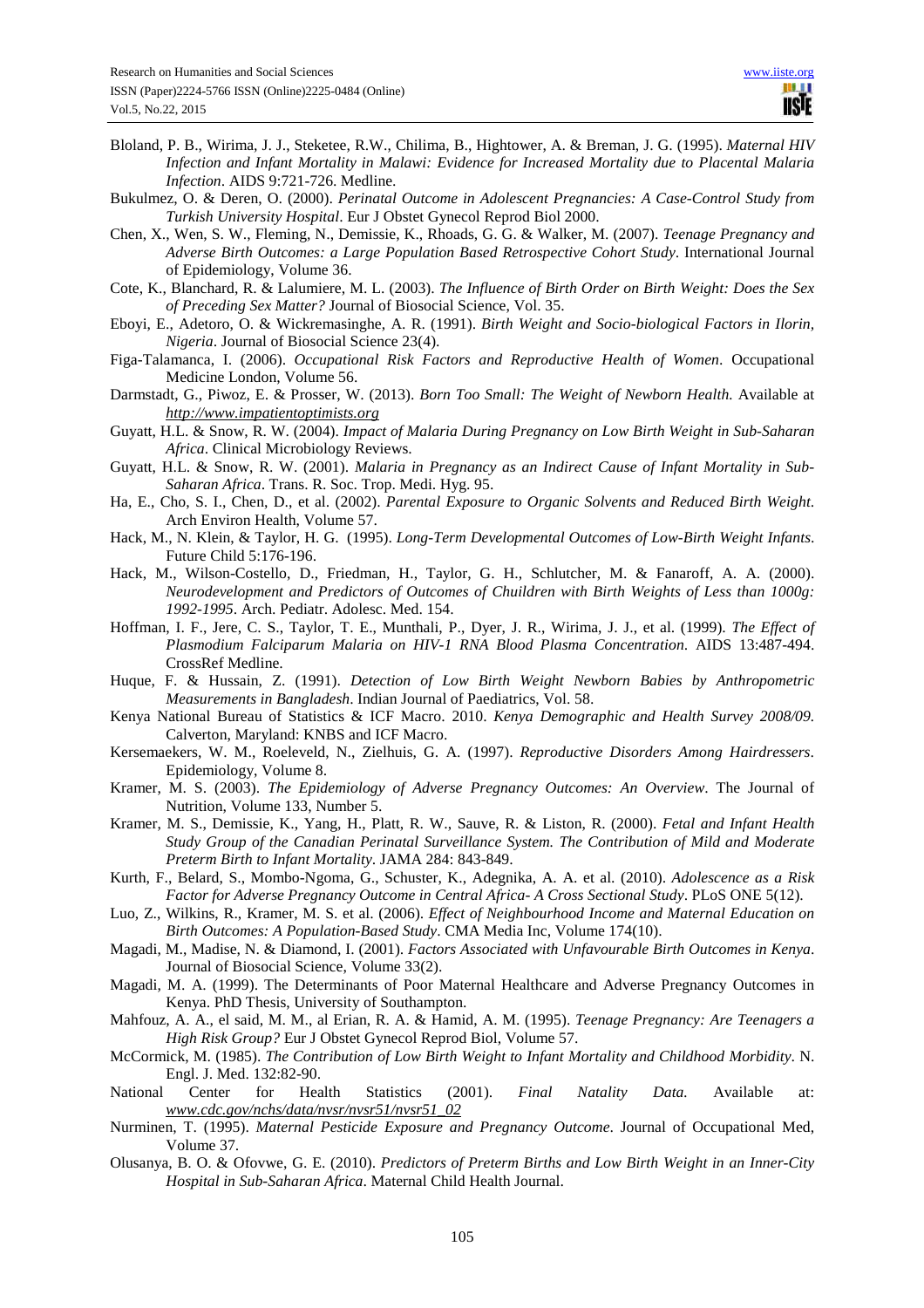Bloland, P. B., Wirima, J. J., Steketee, R.W., Chilima, B., Hightower, A. & Breman, J. G. (1995). *Maternal HIV Infection and Infant Mortality in Malawi: Evidence for Increased Mortality due to Placental Malaria Infection*. AIDS 9:721-726. Medline.

Bukulmez, O. & Deren, O. (2000). *Perinatal Outcome in Adolescent Pregnancies: A Case-Control Study from Turkish University Hospital*. Eur J Obstet Gynecol Reprod Biol 2000.

Chen, X., Wen, S. W., Fleming, N., Demissie, K., Rhoads, G. G. & Walker, M. (2007). *Teenage Pregnancy and Adverse Birth Outcomes: a Large Population Based Retrospective Cohort Study*. International Journal of Epidemiology, Volume 36.

Cote, K., Blanchard, R. & Lalumiere, M. L. (2003). *The Influence of Birth Order on Birth Weight: Does the Sex of Preceding Sex Matter?* Journal of Biosocial Science, Vol. 35.

Eboyi, E., Adetoro, O. & Wickremasinghe, A. R. (1991). *Birth Weight and Socio-biological Factors in Ilorin, Nigeria*. Journal of Biosocial Science 23(4).

Figa-Talamanca, I. (2006). *Occupational Risk Factors and Reproductive Health of Women*. Occupational Medicine London, Volume 56.

Darmstadt, G., Piwoz, E. & Prosser, W. (2013). *Born Too Small: The Weight of Newborn Health.* Available at *http://www.impatientoptimists.org*

Guyatt, H.L. & Snow, R. W. (2004). *Impact of Malaria During Pregnancy on Low Birth Weight in Sub-Saharan Africa*. Clinical Microbiology Reviews.

Guyatt, H.L. & Snow, R. W. (2001). *Malaria in Pregnancy as an Indirect Cause of Infant Mortality in Sub-Saharan Africa*. Trans. R. Soc. Trop. Medi. Hyg. 95.

Ha, E., Cho, S. I., Chen, D., et al. (2002). *Parental Exposure to Organic Solvents and Reduced Birth Weight*. Arch Environ Health, Volume 57.

Hack, M., N. Klein, & Taylor, H. G. (1995). *Long-Term Developmental Outcomes of Low-Birth Weight Infants*. Future Child 5:176-196.

Hack, M., Wilson-Costello, D., Friedman, H., Taylor, G. H., Schlutcher, M. & Fanaroff, A. A. (2000). *Neurodevelopment and Predictors of Outcomes of Chuildren with Birth Weights of Less than 1000g: 1992-1995*. Arch. Pediatr. Adolesc. Med. 154.

Hoffman, I. F., Jere, C. S., Taylor, T. E., Munthali, P., Dyer, J. R., Wirima, J. J., et al. (1999). *The Effect of Plasmodium Falciparum Malaria on HIV-1 RNA Blood Plasma Concentration*. AIDS 13:487-494. CrossRef Medline.

Huque, F. & Hussain, Z. (1991). *Detection of Low Birth Weight Newborn Babies by Anthropometric Measurements in Bangladesh*. Indian Journal of Paediatrics, Vol. 58.

Kenya National Bureau of Statistics & ICF Macro. 2010. *Kenya Demographic and Health Survey 2008/09*. Calverton, Maryland: KNBS and ICF Macro.

Kersemaekers, W. M., Roeleveld, N., Zielhuis, G. A. (1997). *Reproductive Disorders Among Hairdressers*. Epidemiology, Volume 8.

Kramer, M. S. (2003). *The Epidemiology of Adverse Pregnancy Outcomes: An Overview*. The Journal of Nutrition, Volume 133, Number 5.

Kramer, M. S., Demissie, K., Yang, H., Platt, R. W., Sauve, R. & Liston, R. (2000). *Fetal and Infant Health Study Group of the Canadian Perinatal Surveillance System. The Contribution of Mild and Moderate Preterm Birth to Infant Mortality*. JAMA 284: 843-849.

Kurth, F., Belard, S., Mombo-Ngoma, G., Schuster, K., Adegnika, A. A. et al. (2010). *Adolescence as a Risk Factor for Adverse Pregnancy Outcome in Central Africa- A Cross Sectional Study*. PLoS ONE 5(12).

Luo, Z., Wilkins, R., Kramer, M. S. et al. (2006). *Effect of Neighbourhood Income and Maternal Education on Birth Outcomes: A Population-Based Study*. CMA Media Inc, Volume 174(10).

Magadi, M., Madise, N. & Diamond, I. (2001). *Factors Associated with Unfavourable Birth Outcomes in Kenya*. Journal of Biosocial Science, Volume 33(2).

Magadi, M. A. (1999). The Determinants of Poor Maternal Healthcare and Adverse Pregnancy Outcomes in Kenya. PhD Thesis, University of Southampton.

Mahfouz, A. A., el said, M. M., al Erian, R. A. & Hamid, A. M. (1995). *Teenage Pregnancy: Are Teenagers a High Risk Group?* Eur J Obstet Gynecol Reprod Biol, Volume 57.

McCormick, M. (1985). *The Contribution of Low Birth Weight to Infant Mortality and Childhood Morbidity*. N. Engl. J. Med. 132:82-90.

National Center for Health Statistics (2001). *Final Natality Data.* Available at: *www.cdc.gov/nchs/data/nvsr/nvsr51/nvsr51_02*

Nurminen, T. (1995). *Maternal Pesticide Exposure and Pregnancy Outcome*. Journal of Occupational Med, Volume 37.

Olusanya, B. O. & Ofovwe, G. E. (2010). *Predictors of Preterm Births and Low Birth Weight in an Inner-City Hospital in Sub-Saharan Africa*. Maternal Child Health Journal.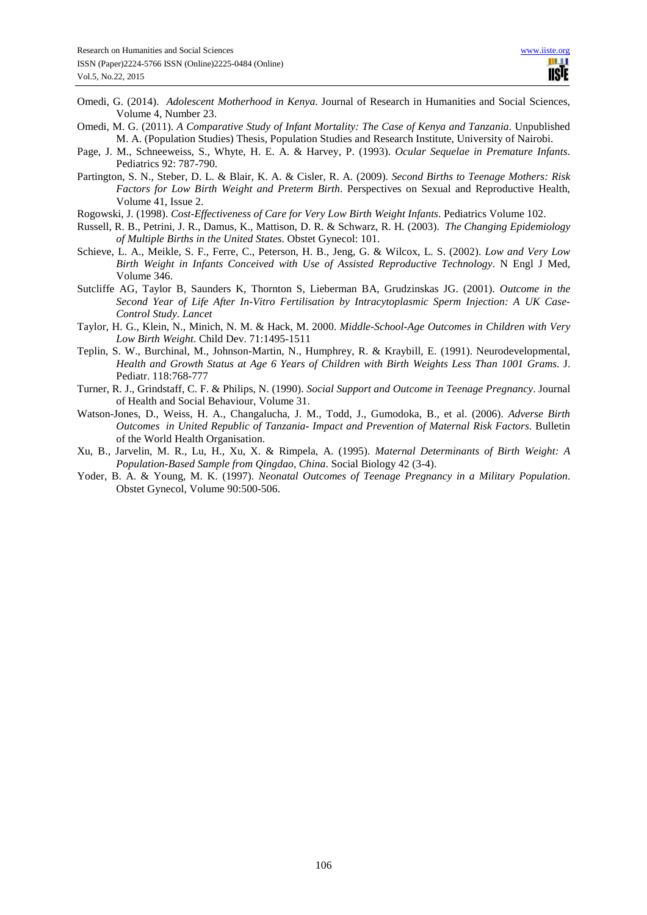Omedi, G. (2014). *Adolescent Motherhood in Kenya*. Journal of Research in Humanities and Social Sciences, Volume 4, Number 23.

Omedi, M. G. (2011). *A Comparative Study of Infant Mortality: The Case of Kenya and Tanzania*. Unpublished M. A. (Population Studies) Thesis, Population Studies and Research Institute, University of Nairobi.

Page, J. M., Schneeweiss, S., Whyte, H. E. A. & Harvey, P. (1993). *Ocular Sequelae in Premature Infants*. Pediatrics 92: 787-790.

Partington, S. N., Steber, D. L. & Blair, K. A. & Cisler, R. A. (2009). *Second Births to Teenage Mothers: Risk Factors for Low Birth Weight and Preterm Birth*. Perspectives on Sexual and Reproductive Health, Volume 41, Issue 2.

Rogowski, J. (1998). *Cost-Effectiveness of Care for Very Low Birth Weight Infants*. Pediatrics Volume 102.

Russell, R. B., Petrini, J. R., Damus, K., Mattison, D. R. & Schwarz, R. H. (2003). *The Changing Epidemiology of Multiple Births in the United States.* Obstet Gynecol: 101.

Schieve, L. A., Meikle, S. F., Ferre, C., Peterson, H. B., Jeng, G. & Wilcox, L. S. (2002). *Low and Very Low Birth Weight in Infants Conceived with Use of Assisted Reproductive Technology*. N Engl J Med, Volume 346.

Sutcliffe AG, Taylor B, Saunders K, Thornton S, Lieberman BA, Grudzinskas JG. (2001). *Outcome in the Second Year of Life After In-Vitro Fertilisation by Intracytoplasmic Sperm Injection: A UK Case-Control Study. Lancet*

Taylor, H. G., Klein, N., Minich, N. M. & Hack, M. 2000. *Middle-School-Age Outcomes in Children with Very Low Birth Weight*. Child Dev. 71:1495-1511

Teplin, S. W., Burchinal, M., Johnson-Martin, N., Humphrey, R. & Kraybill, E. (1991). Neurodevelopmental, *Health and Growth Status at Age 6 Years of Children with Birth Weights Less Than 1001 Grams*. J. Pediatr. 118:768-777

Turner, R. J., Grindstaff, C. F. & Philips, N. (1990). *Social Support and Outcome in Teenage Pregnancy*. Journal of Health and Social Behaviour, Volume 31.

Watson-Jones, D., Weiss, H. A., Changalucha, J. M., Todd, J., Gumodoka, B., et al. (2006). *Adverse Birth Outcomes in United Republic of Tanzania- Impact and Prevention of Maternal Risk Factors*. Bulletin of the World Health Organisation.

Xu, B., Jarvelin, M. R., Lu, H., Xu, X. & Rimpela, A. (1995). *Maternal Determinants of Birth Weight: A Population-Based Sample from Qingdao, China*. Social Biology 42 (3-4).

Yoder, B. A. & Young, M. K. (1997). *Neonatal Outcomes of Teenage Pregnancy in a Military Population*. Obstet Gynecol, Volume 90:500-506.